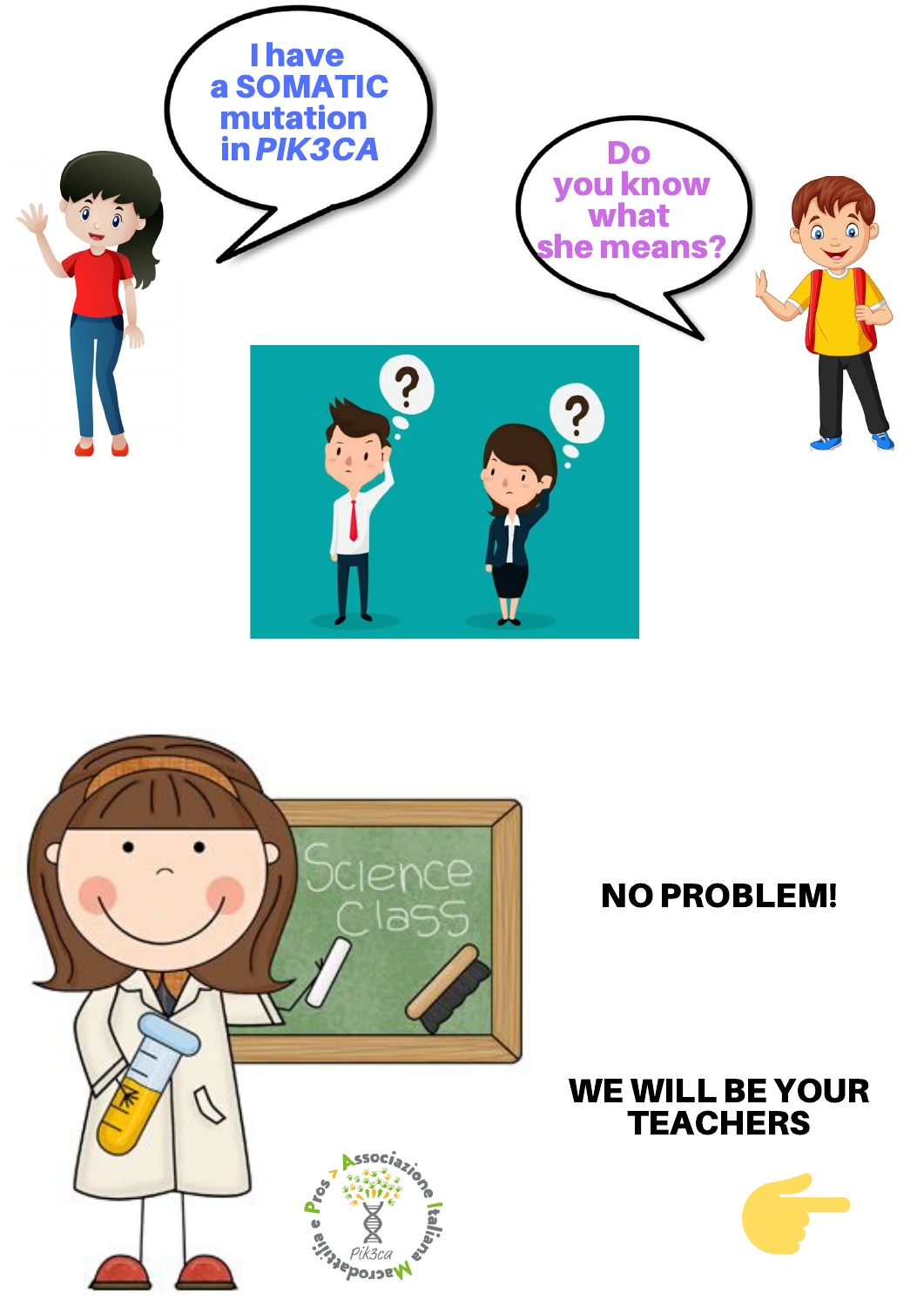I have a SOMATIC mutation in *PIK3CA*

Do you know what she means?

NO PROBLEM!

WE WILL BE YOUR TEACHERS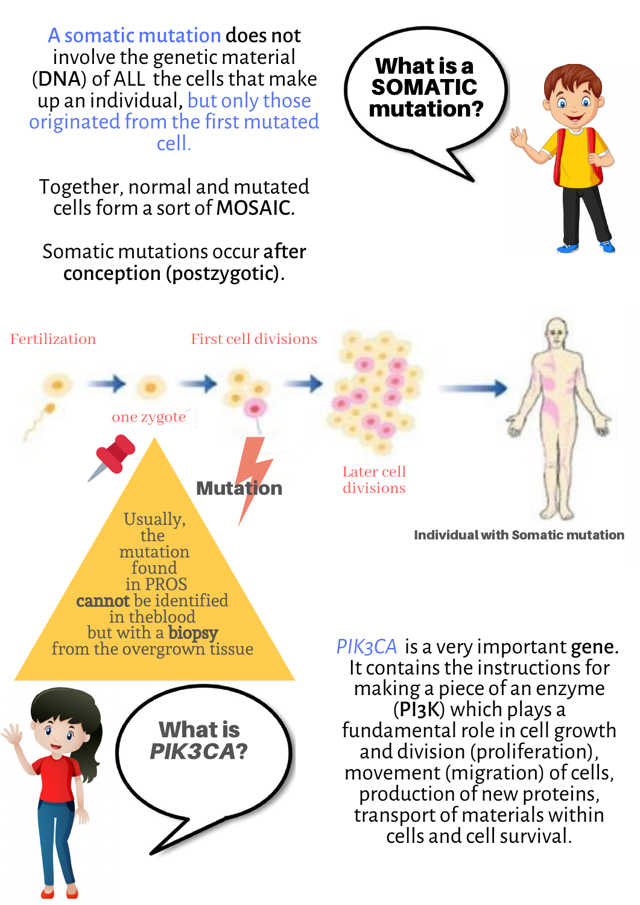**What is a SOMATIC mutation?**

A somatic mutation does not involve the genetic material (**DNA**) of ALL the cells that make up an individual, but only those originated from the first mutated cell.

Together, normal and mutated cells form a sort of **MOSAIC**.

Somatic mutations occur **after conception (postzygotic)**.

Fertilization → one zygote → First cell divisions → Later cell divisions → Individual with Somatic mutation

**Mutation**

Usually, the mutation found in PROS **cannot** be identified in the blood but with a **biopsy** from the overgrown tissue

**What is *PIK3CA*?**

*PIK3CA* is a very important **gene**. It contains the instructions for making a piece of an enzyme (**PI3K**) which plays a fundamental role in cell growth and division (proliferation), movement (migration) of cells, production of new proteins, transport of materials within cells and cell survival.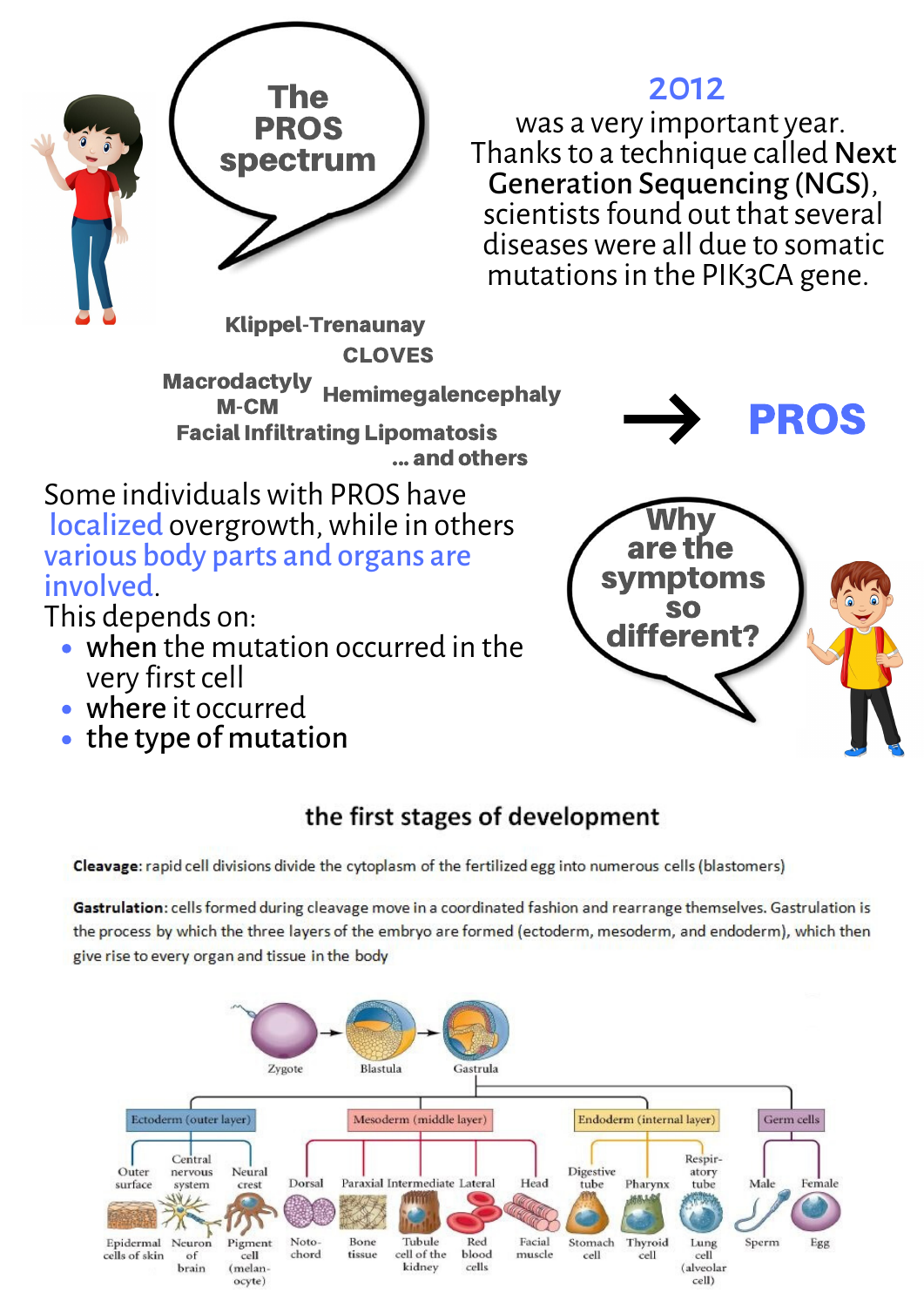## The PROS spectrum

**2012** was a very important year. Thanks to a technique called **Next Generation Sequencing (NGS)**, scientists found out that several diseases were all due to somatic mutations in the PIK3CA gene.

**Klippel-Trenaunay**
**CLOVES**
**Macrodactyly**
**M-CM**
**Hemimegalencephaly**
**Facial Infiltrating Lipomatosis**
**... and others**

→ **PROS**

Some individuals with PROS have localized overgrowth, while in others various body parts and organs are involved.
This depends on:

- **when** the mutation occurred in the very first cell
- **where** it occurred
- **the type of mutation**

**Why are the symptoms so different?**

### the first stages of development

**Cleavage**: rapid cell divisions divide the cytoplasm of the fertilized egg into numerous cells (blastomers)

**Gastrulation**: cells formed during cleavage move in a coordinated fashion and rearrange themselves. Gastrulation is the process by which the three layers of the embryo are formed (ectoderm, mesoderm, and endoderm), which then give rise to every organ and tissue in the body

Zygote → Blastula → Gastrula

- **Ectoderm (outer layer)**
  - Outer surface: Epidermal cells of skin
  - Central nervous system: Neuron of brain
  - Neural crest: Pigment cell (melanocyte)
- **Mesoderm (middle layer)**
  - Dorsal: Notochord
  - Paraxial: Bone tissue
  - Intermediate: Tubule cell of the kidney
  - Lateral: Red blood cells
  - Head: Facial muscle
- **Endoderm (internal layer)**
  - Digestive tube: Stomach cell
  - Pharynx: Thyroid cell
  - Respiratory tube: Lung cell (alveolar cell)
- **Germ cells**
  - Male: Sperm
  - Female: Egg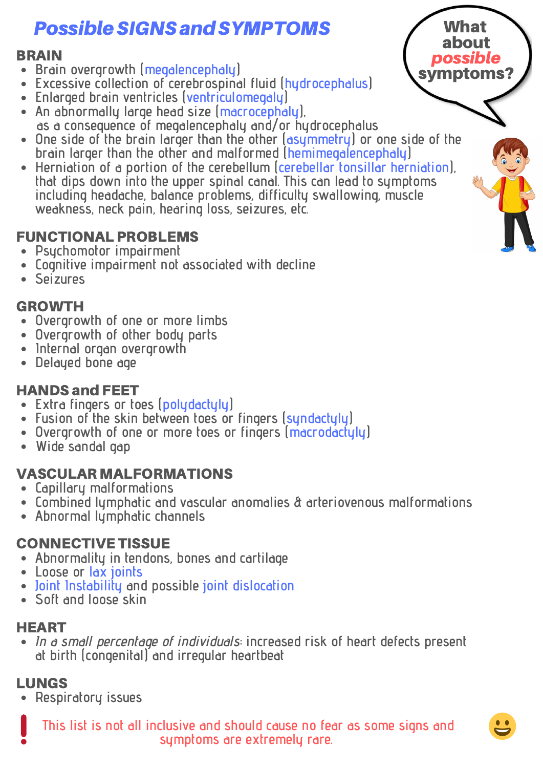# Possible SIGNS and SYMPTOMS

What about *possible* symptoms?

## BRAIN

- Brain overgrowth (megalencephaly)
- Excessive collection of cerebrospinal fluid (hydrocephalus)
- Enlarged brain ventricles (ventriculomegaly)
- An abnormally large head size (macrocephaly), as a consequence of megalencephaly and/or hydrocephalus
- One side of the brain larger than the other (asymmetry) or one side of the brain larger than the other and malformed (hemimegalencephaly)
- Herniation of a portion of the cerebellum (cerebellar tonsillar herniation), that dips down into the upper spinal canal. This can lead to symptoms including headache, balance problems, difficulty swallowing, muscle weakness, neck pain, hearing loss, seizures, etc.

## FUNCTIONAL PROBLEMS

- Psychomotor impairment
- Cognitive impairment not associated with decline
- Seizures

## GROWTH

- Overgrowth of one or more limbs
- Overgrowth of other body parts
- Internal organ overgrowth
- Delayed bone age

## HANDS and FEET

- Extra fingers or toes (polydactyly)
- Fusion of the skin between toes or fingers (syndactyly)
- Overgrowth of one or more toes or fingers (macrodactyly)
- Wide sandal gap

## VASCULAR MALFORMATIONS

- Capillary malformations
- Combined lymphatic and vascular anomalies & arteriovenous malformations
- Abnormal lymphatic channels

## CONNECTIVE TISSUE

- Abnormality in tendons, bones and cartilage
- Loose or lax joints
- Joint Instability and possible joint dislocation
- Soft and loose skin

## HEART

- *In a small percentage of individuals*: increased risk of heart defects present at birth (congenital) and irregular heartbeat

## LUNGS

- Respiratory issues

**!** This list is not all inclusive and should cause no fear as some signs and symptoms are extremely rare.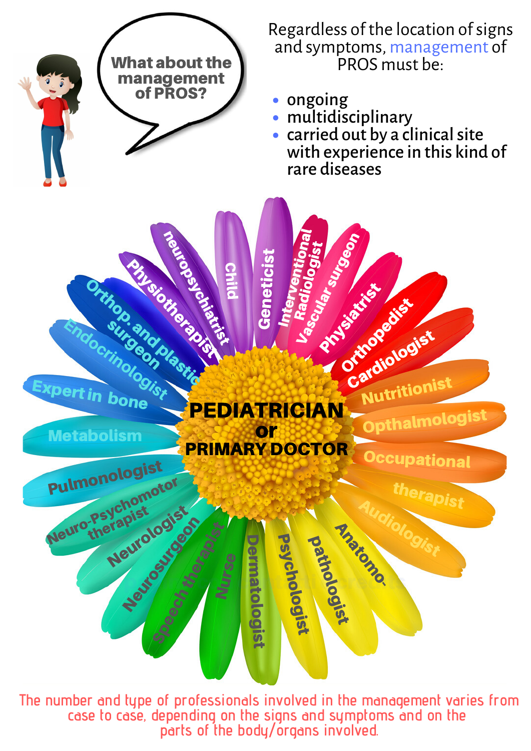**What about the management of PROS?**

Regardless of the location of signs and symptoms, management of PROS must be:

- ongoing
- multidisciplinary
- carried out by a clinical site with experience in this kind of rare diseases

**PEDIATRICIAN or PRIMARY DOCTOR**

- Child neuropsychiatrist
- Geneticist
- Interventional Radiologist
- Vascular surgeon
- Physiatrist
- Orthopedist
- Cardiologist
- Nutritionist
- Opthalmologist
- Occupational therapist
- Audiologist
- Anatomo-pathologist
- Psychologist
- Dermatologist
- Nurse
- Speech therapist
- Neurosurgeon
- Neurologist
- Neuro-Psychomotor therapist
- Pulmonologist
- Metabolism
- Expert in bone
- Endocrinologist
- Orthop. and plastic surgeon
- Physiotherapist

The number and type of professionals involved in the management varies from case to case, depending on the signs and symptoms and on the parts of the body/organs involved.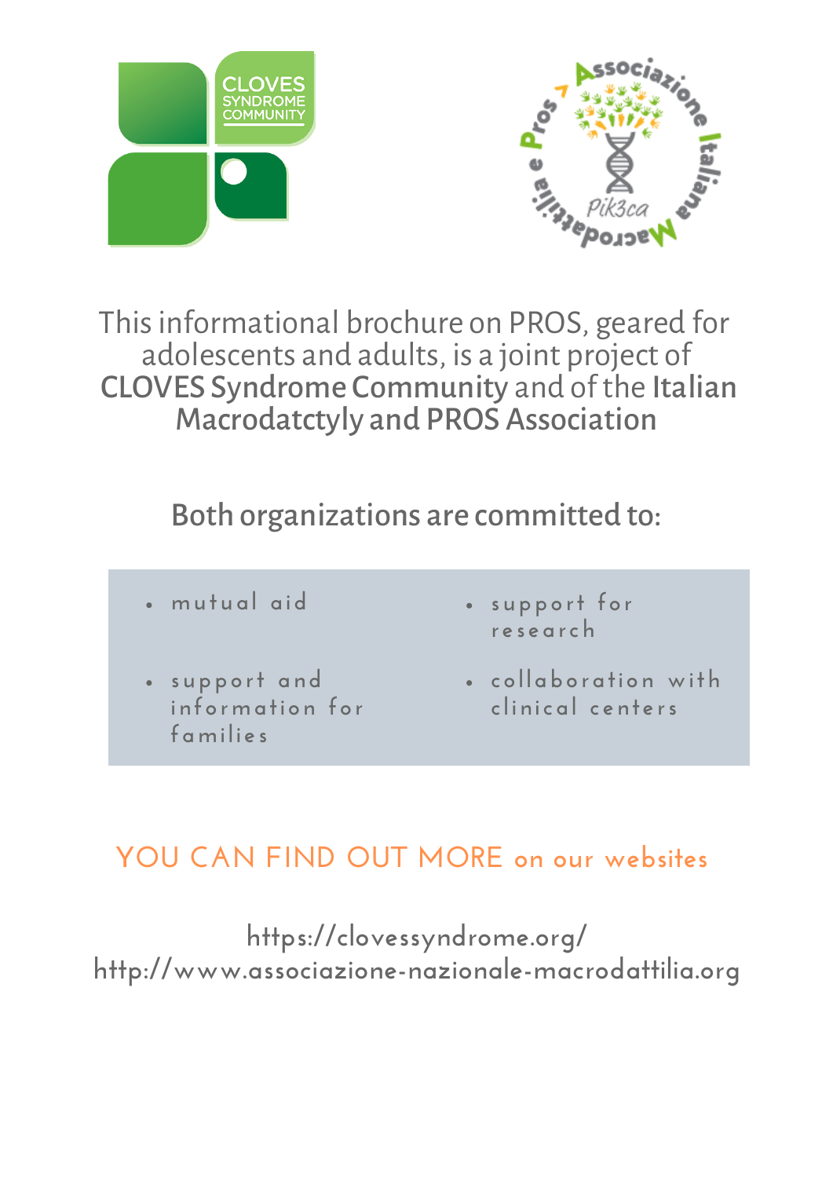This informational brochure on PROS, geared for adolescents and adults, is a joint project of **CLOVES Syndrome Community** and of the **Italian Macrodatctyly and PROS Association**

## Both organizations are committed to:

- mutual aid
- support and information for families
- support for research
- collaboration with clinical centers

YOU CAN FIND OUT MORE on our websites

https://clovessyndrome.org/
http://www.associazione-nazionale-macrodattilia.org